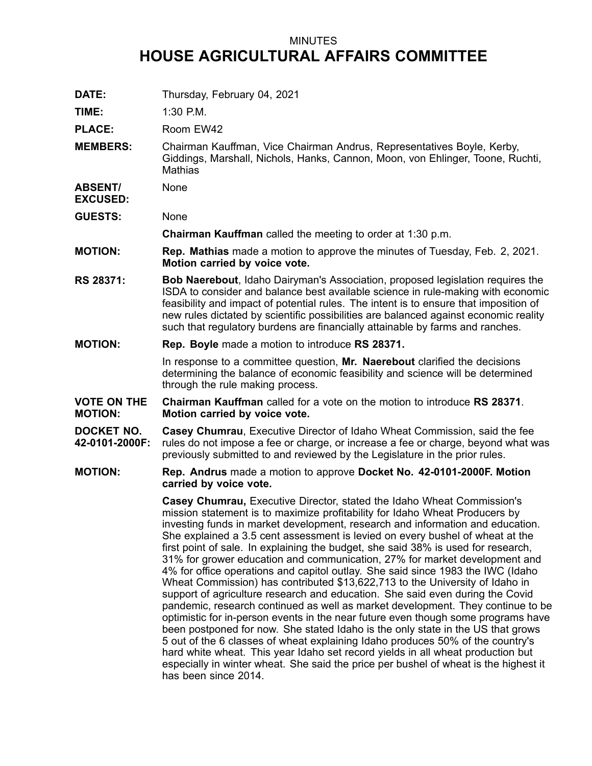MINUTES

# HOUSE AGRICULTURAL AFFAIRS COMMITTEE

**DATE:** Thursday, February 04, 2021

**TIME:** 1:30 P.M.

**PLACE:** Room EW42

**MEMBERS:** Chairman Kauffman, Vice Chairman Andrus, Representatives Boyle, Kerby, Giddings, Marshall, Nichols, Hanks, Cannon, Moon, von Ehlinger, Toone, Ruchti, Mathias

**ABSENT/ EXCUSED:** None

**GUESTS:** None

**Chairman Kauffman** called the meeting to order at 1:30 p.m.

**MOTION:** **Rep. Mathias** made a motion to approve the minutes of Tuesday, Feb. 2, 2021. **Motion carried by voice vote.**

**RS 28371:** **Bob Naerebout**, Idaho Dairyman's Association, proposed legislation requires the ISDA to consider and balance best available science in rule-making with economic feasibility and impact of potential rules. The intent is to ensure that imposition of new rules dictated by scientific possibilities are balanced against economic reality such that regulatory burdens are financially attainable by farms and ranches.

**MOTION:** **Rep. Boyle** made a motion to introduce **RS 28371.**

In response to a committee question, **Mr. Naerebout** clarified the decisions determining the balance of economic feasibility and science will be determined through the rule making process.

**VOTE ON THE MOTION:** **Chairman Kauffman** called for a vote on the motion to introduce **RS 28371**. **Motion carried by voice vote.**

**DOCKET NO. 42-0101-2000F:** **Casey Chumrau**, Executive Director of Idaho Wheat Commission, said the fee rules do not impose a fee or charge, or increase a fee or charge, beyond what was previously submitted to and reviewed by the Legislature in the prior rules.

**MOTION:** **Rep. Andrus** made a motion to approve **Docket No. 42-0101-2000F. Motion carried by voice vote.**

**Casey Chumrau,** Executive Director, stated the Idaho Wheat Commission's mission statement is to maximize profitability for Idaho Wheat Producers by investing funds in market development, research and information and education. She explained a 3.5 cent assessment is levied on every bushel of wheat at the first point of sale. In explaining the budget, she said 38% is used for research, 31% for grower education and communication, 27% for market development and 4% for office operations and capitol outlay. She said since 1983 the IWC (Idaho Wheat Commission) has contributed $13,622,713 to the University of Idaho in support of agriculture research and education. She said even during the Covid pandemic, research continued as well as market development. They continue to be optimistic for in-person events in the near future even though some programs have been postponed for now. She stated Idaho is the only state in the US that grows 5 out of the 6 classes of wheat explaining Idaho produces 50% of the country's hard white wheat. This year Idaho set record yields in all wheat production but especially in winter wheat. She said the price per bushel of wheat is the highest it has been since 2014.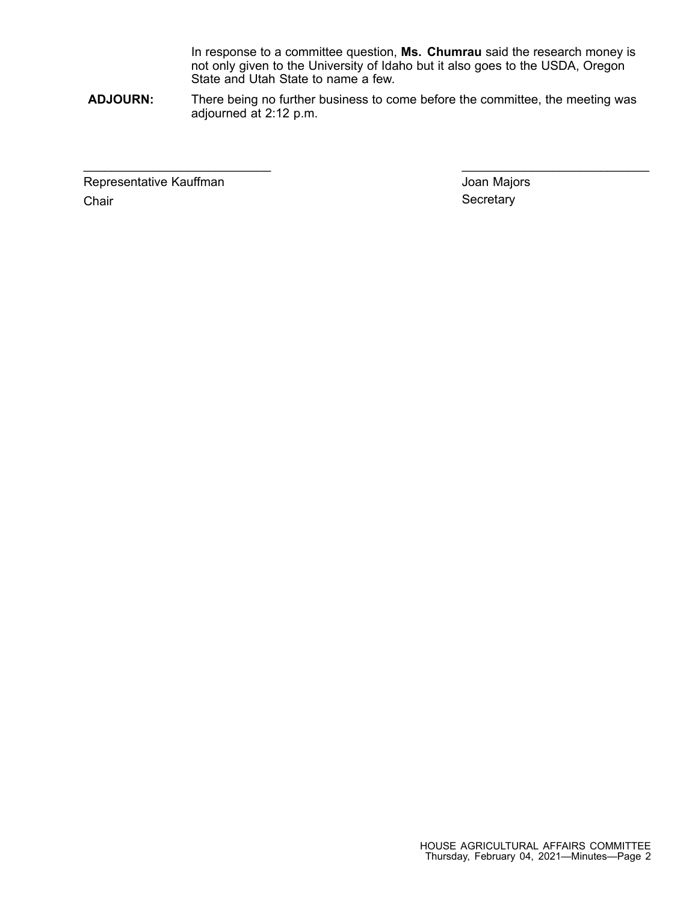In response to a committee question, **Ms. Chumrau** said the research money is not only given to the University of Idaho but it also goes to the USDA, Oregon State and Utah State to name a few.

**ADJOURN:** There being no further business to come before the committee, the meeting was adjourned at 2:12 p.m.

| | |
|---|---|
| ___________________________ | ___________________________ |
| Representative Kauffman | Joan Majors |
| Chair | Secretary |